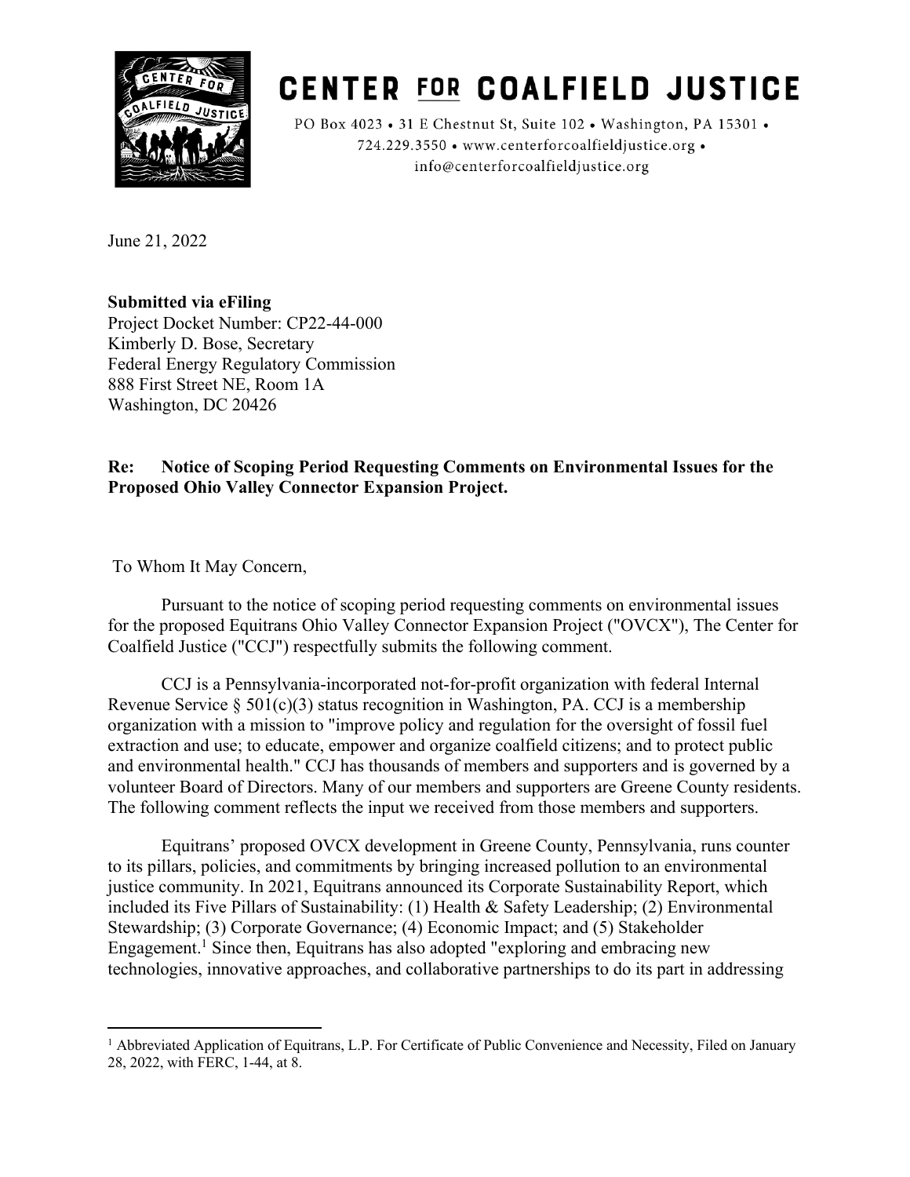# CENTER FOR COALFIELD JUSTICE

PO Box 4023 • 31 E Chestnut St, Suite 102 • Washington, PA 15301 • 724.229.3550 • www.centerforcoalfieldjustice.org • info@centerforcoalfieldjustice.org

June 21, 2022

**Submitted via eFiling**
Project Docket Number: CP22-44-000
Kimberly D. Bose, Secretary
Federal Energy Regulatory Commission
888 First Street NE, Room 1A
Washington, DC 20426

**Re: Notice of Scoping Period Requesting Comments on Environmental Issues for the Proposed Ohio Valley Connector Expansion Project.**

To Whom It May Concern,

Pursuant to the notice of scoping period requesting comments on environmental issues for the proposed Equitrans Ohio Valley Connector Expansion Project ("OVCX"), The Center for Coalfield Justice ("CCJ") respectfully submits the following comment.

CCJ is a Pennsylvania-incorporated not-for-profit organization with federal Internal Revenue Service § 501(c)(3) status recognition in Washington, PA. CCJ is a membership organization with a mission to "improve policy and regulation for the oversight of fossil fuel extraction and use; to educate, empower and organize coalfield citizens; and to protect public and environmental health." CCJ has thousands of members and supporters and is governed by a volunteer Board of Directors. Many of our members and supporters are Greene County residents. The following comment reflects the input we received from those members and supporters.

Equitrans' proposed OVCX development in Greene County, Pennsylvania, runs counter to its pillars, policies, and commitments by bringing increased pollution to an environmental justice community. In 2021, Equitrans announced its Corporate Sustainability Report, which included its Five Pillars of Sustainability: (1) Health & Safety Leadership; (2) Environmental Stewardship; (3) Corporate Governance; (4) Economic Impact; and (5) Stakeholder Engagement.[1] Since then, Equitrans has also adopted "exploring and embracing new technologies, innovative approaches, and collaborative partnerships to do its part in addressing

[1] Abbreviated Application of Equitrans, L.P. For Certificate of Public Convenience and Necessity, Filed on January 28, 2022, with FERC, 1-44, at 8.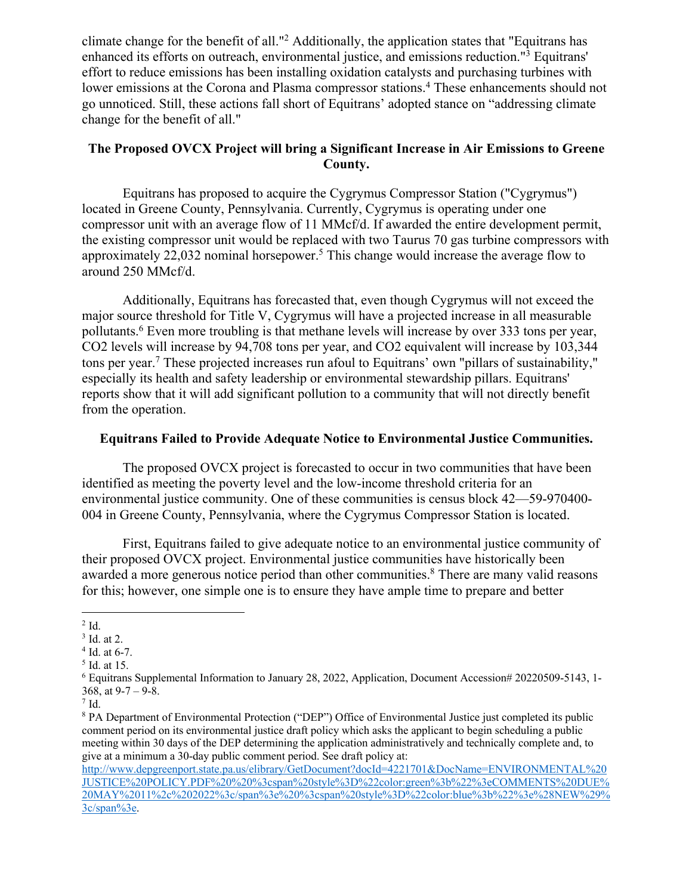climate change for the benefit of all."[2] Additionally, the application states that "Equitrans has enhanced its efforts on outreach, environmental justice, and emissions reduction."[3] Equitrans' effort to reduce emissions has been installing oxidation catalysts and purchasing turbines with lower emissions at the Corona and Plasma compressor stations.[4] These enhancements should not go unnoticed. Still, these actions fall short of Equitrans' adopted stance on "addressing climate change for the benefit of all."

**The Proposed OVCX Project will bring a Significant Increase in Air Emissions to Greene County.**

Equitrans has proposed to acquire the Cygrymus Compressor Station ("Cygrymus") located in Greene County, Pennsylvania. Currently, Cygrymus is operating under one compressor unit with an average flow of 11 MMcf/d. If awarded the entire development permit, the existing compressor unit would be replaced with two Taurus 70 gas turbine compressors with approximately 22,032 nominal horsepower.[5] This change would increase the average flow to around 250 MMcf/d.

Additionally, Equitrans has forecasted that, even though Cygrymus will not exceed the major source threshold for Title V, Cygrymus will have a projected increase in all measurable pollutants.[6] Even more troubling is that methane levels will increase by over 333 tons per year, $CO_2$ levels will increase by 94,708 tons per year, and $CO_2$ equivalent will increase by 103,344 tons per year.[7] These projected increases run afoul to Equitrans' own "pillars of sustainability," especially its health and safety leadership or environmental stewardship pillars. Equitrans' reports show that it will add significant pollution to a community that will not directly benefit from the operation.

**Equitrans Failed to Provide Adequate Notice to Environmental Justice Communities.**

The proposed OVCX project is forecasted to occur in two communities that have been identified as meeting the poverty level and the low-income threshold criteria for an environmental justice community. One of these communities is census block 42—59-970400-004 in Greene County, Pennsylvania, where the Cygrymus Compressor Station is located.

First, Equitrans failed to give adequate notice to an environmental justice community of their proposed OVCX project. Environmental justice communities have historically been awarded a more generous notice period than other communities.[8] There are many valid reasons for this; however, one simple one is to ensure they have ample time to prepare and better

---

[2] Id.

[3] Id. at 2.

[4] Id. at 6-7.

[5] Id. at 15.

[6] Equitrans Supplemental Information to January 28, 2022, Application, Document Accession# 20220509-5143, 1-368, at 9-7 – 9-8.

[7] Id.

[8] PA Department of Environmental Protection ("DEP") Office of Environmental Justice just completed its public comment period on its environmental justice draft policy which asks the applicant to begin scheduling a public meeting within 30 days of the DEP determining the application administratively and technically complete and, to give at a minimum a 30-day public comment period. See draft policy at: http://www.depgreenport.state.pa.us/elibrary/GetDocument?docId=4221701&DocName=ENVIRONMENTAL%20JUSTICE%20POLICY.PDF%20%20%3cspan%20style%3D%22color:green%3b%22%3eCOMMENTS%20DUE%20MAY%2011%2c%202022%3c/span%3e%20%3cspan%20style%3D%22color:blue%3b%22%3e%28NEW%29%3c/span%3e.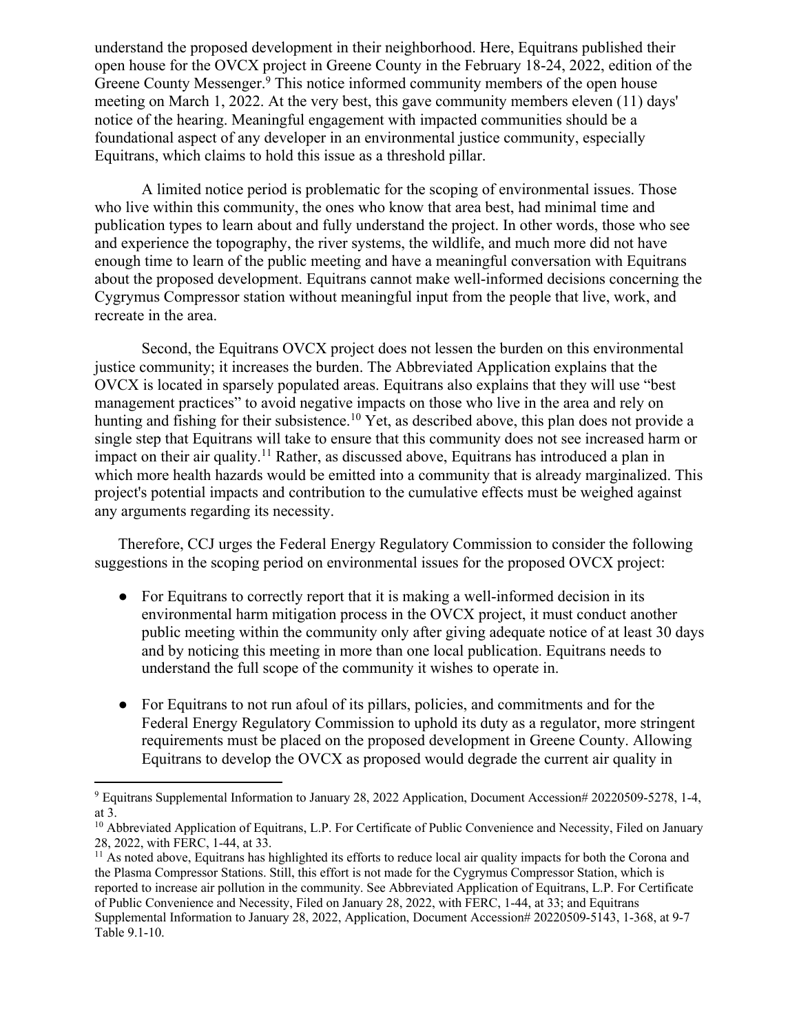understand the proposed development in their neighborhood. Here, Equitrans published their open house for the OVCX project in Greene County in the February 18-24, 2022, edition of the Greene County Messenger.[9] This notice informed community members of the open house meeting on March 1, 2022. At the very best, this gave community members eleven (11) days' notice of the hearing. Meaningful engagement with impacted communities should be a foundational aspect of any developer in an environmental justice community, especially Equitrans, which claims to hold this issue as a threshold pillar.

A limited notice period is problematic for the scoping of environmental issues. Those who live within this community, the ones who know that area best, had minimal time and publication types to learn about and fully understand the project. In other words, those who see and experience the topography, the river systems, the wildlife, and much more did not have enough time to learn of the public meeting and have a meaningful conversation with Equitrans about the proposed development. Equitrans cannot make well-informed decisions concerning the Cygrymus Compressor station without meaningful input from the people that live, work, and recreate in the area.

Second, the Equitrans OVCX project does not lessen the burden on this environmental justice community; it increases the burden. The Abbreviated Application explains that the OVCX is located in sparsely populated areas. Equitrans also explains that they will use "best management practices" to avoid negative impacts on those who live in the area and rely on hunting and fishing for their subsistence.[10] Yet, as described above, this plan does not provide a single step that Equitrans will take to ensure that this community does not see increased harm or impact on their air quality.[11] Rather, as discussed above, Equitrans has introduced a plan in which more health hazards would be emitted into a community that is already marginalized. This project's potential impacts and contribution to the cumulative effects must be weighed against any arguments regarding its necessity.

Therefore, CCJ urges the Federal Energy Regulatory Commission to consider the following suggestions in the scoping period on environmental issues for the proposed OVCX project:

- For Equitrans to correctly report that it is making a well-informed decision in its environmental harm mitigation process in the OVCX project, it must conduct another public meeting within the community only after giving adequate notice of at least 30 days and by noticing this meeting in more than one local publication. Equitrans needs to understand the full scope of the community it wishes to operate in.

- For Equitrans to not run afoul of its pillars, policies, and commitments and for the Federal Energy Regulatory Commission to uphold its duty as a regulator, more stringent requirements must be placed on the proposed development in Greene County. Allowing Equitrans to develop the OVCX as proposed would degrade the current air quality in

---

[9] Equitrans Supplemental Information to January 28, 2022 Application, Document Accession# 20220509-5278, 1-4, at 3.

[10] Abbreviated Application of Equitrans, L.P. For Certificate of Public Convenience and Necessity, Filed on January 28, 2022, with FERC, 1-44, at 33.

[11] As noted above, Equitrans has highlighted its efforts to reduce local air quality impacts for both the Corona and the Plasma Compressor Stations. Still, this effort is not made for the Cygrymus Compressor Station, which is reported to increase air pollution in the community. See Abbreviated Application of Equitrans, L.P. For Certificate of Public Convenience and Necessity, Filed on January 28, 2022, with FERC, 1-44, at 33; and Equitrans Supplemental Information to January 28, 2022, Application, Document Accession# 20220509-5143, 1-368, at 9-7 Table 9.1-10.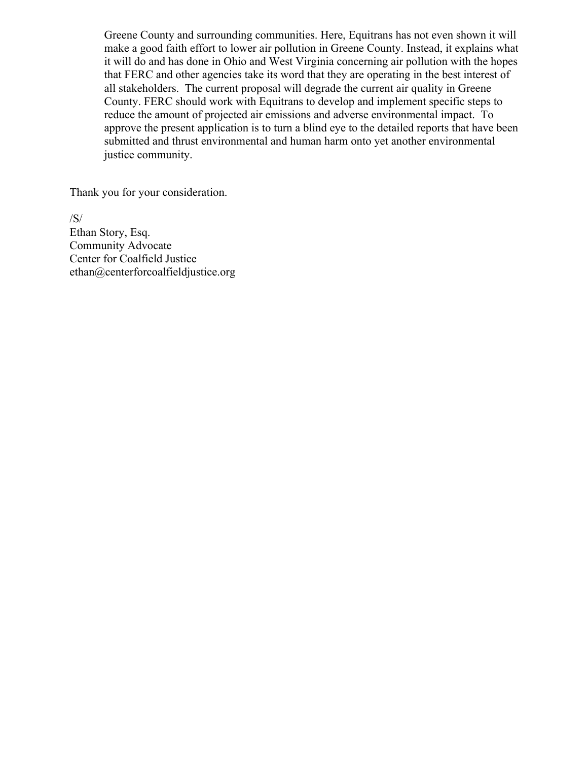Greene County and surrounding communities. Here, Equitrans has not even shown it will make a good faith effort to lower air pollution in Greene County. Instead, it explains what it will do and has done in Ohio and West Virginia concerning air pollution with the hopes that FERC and other agencies take its word that they are operating in the best interest of all stakeholders. The current proposal will degrade the current air quality in Greene County. FERC should work with Equitrans to develop and implement specific steps to reduce the amount of projected air emissions and adverse environmental impact. To approve the present application is to turn a blind eye to the detailed reports that have been submitted and thrust environmental and human harm onto yet another environmental justice community.

Thank you for your consideration.

/S/
Ethan Story, Esq.
Community Advocate
Center for Coalfield Justice
ethan@centerforcoalfieldjustice.org